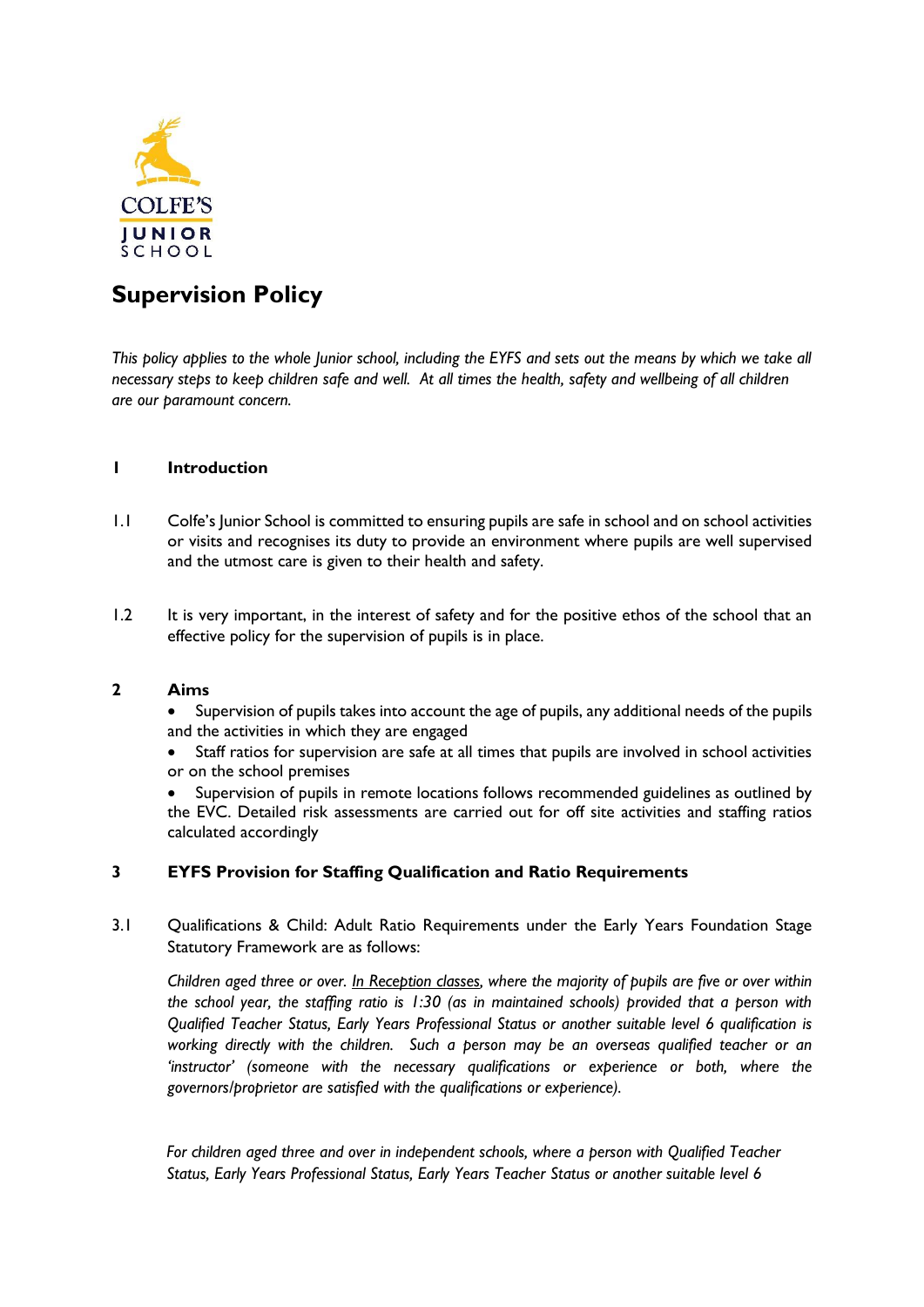COLFE'S

JUNIOR SCHOOL

# Supervision Policy

*This policy applies to the whole Junior school, including the EYFS and sets out the means by which we take all necessary steps to keep children safe and well. At all times the health, safety and wellbeing of all children are our paramount concern.*

## 1 Introduction

1.1 Colfe's Junior School is committed to ensuring pupils are safe in school and on school activities or visits and recognises its duty to provide an environment where pupils are well supervised and the utmost care is given to their health and safety.

1.2 It is very important, in the interest of safety and for the positive ethos of the school that an effective policy for the supervision of pupils is in place.

## 2 Aims

- Supervision of pupils takes into account the age of pupils, any additional needs of the pupils and the activities in which they are engaged
- Staff ratios for supervision are safe at all times that pupils are involved in school activities or on the school premises
- Supervision of pupils in remote locations follows recommended guidelines as outlined by the EVC. Detailed risk assessments are carried out for off site activities and staffing ratios calculated accordingly

## 3 EYFS Provision for Staffing Qualification and Ratio Requirements

3.1 Qualifications & Child: Adult Ratio Requirements under the Early Years Foundation Stage Statutory Framework are as follows:

*Children aged three or over. <u>In Reception classes</u>, where the majority of pupils are five or over within the school year, the staffing ratio is 1:30 (as in maintained schools) provided that a person with Qualified Teacher Status, Early Years Professional Status or another suitable level 6 qualification is working directly with the children. Such a person may be an overseas qualified teacher or an 'instructor' (someone with the necessary qualifications or experience or both, where the governors/proprietor are satisfied with the qualifications or experience).*

*For children aged three and over in independent schools, where a person with Qualified Teacher Status, Early Years Professional Status, Early Years Teacher Status or another suitable level 6*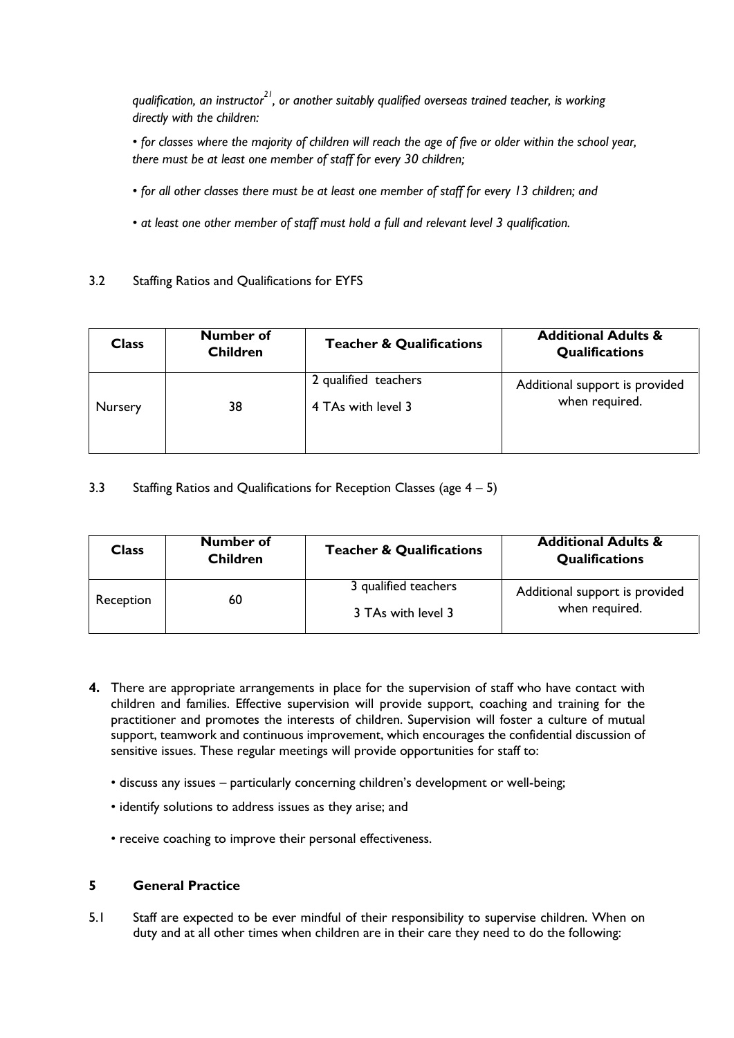*qualification, an instructor[21], or another suitably qualified overseas trained teacher, is working directly with the children:*

*• for classes where the majority of children will reach the age of five or older within the school year, there must be at least one member of staff for every 30 children;*

*• for all other classes there must be at least one member of staff for every 13 children; and*

*• at least one other member of staff must hold a full and relevant level 3 qualification.*

3.2 Staffing Ratios and Qualifications for EYFS

| Class | Number of Children | Teacher & Qualifications | Additional Adults & Qualifications |
|---|---|---|---|
| Nursery | 38 | 2 qualified teachers<br>4 TAs with level 3 | Additional support is provided when required. |

3.3 Staffing Ratios and Qualifications for Reception Classes (age 4 – 5)

| Class | Number of Children | Teacher & Qualifications | Additional Adults & Qualifications |
|---|---|---|---|
| Reception | 60 | 3 qualified teachers<br>3 TAs with level 3 | Additional support is provided when required. |

**4.** There are appropriate arrangements in place for the supervision of staff who have contact with children and families. Effective supervision will provide support, coaching and training for the practitioner and promotes the interests of children. Supervision will foster a culture of mutual support, teamwork and continuous improvement, which encourages the confidential discussion of sensitive issues. These regular meetings will provide opportunities for staff to:

- discuss any issues – particularly concerning children's development or well-being;
- identify solutions to address issues as they arise; and
- receive coaching to improve their personal effectiveness.

## 5 General Practice

5.1 Staff are expected to be ever mindful of their responsibility to supervise children. When on duty and at all other times when children are in their care they need to do the following: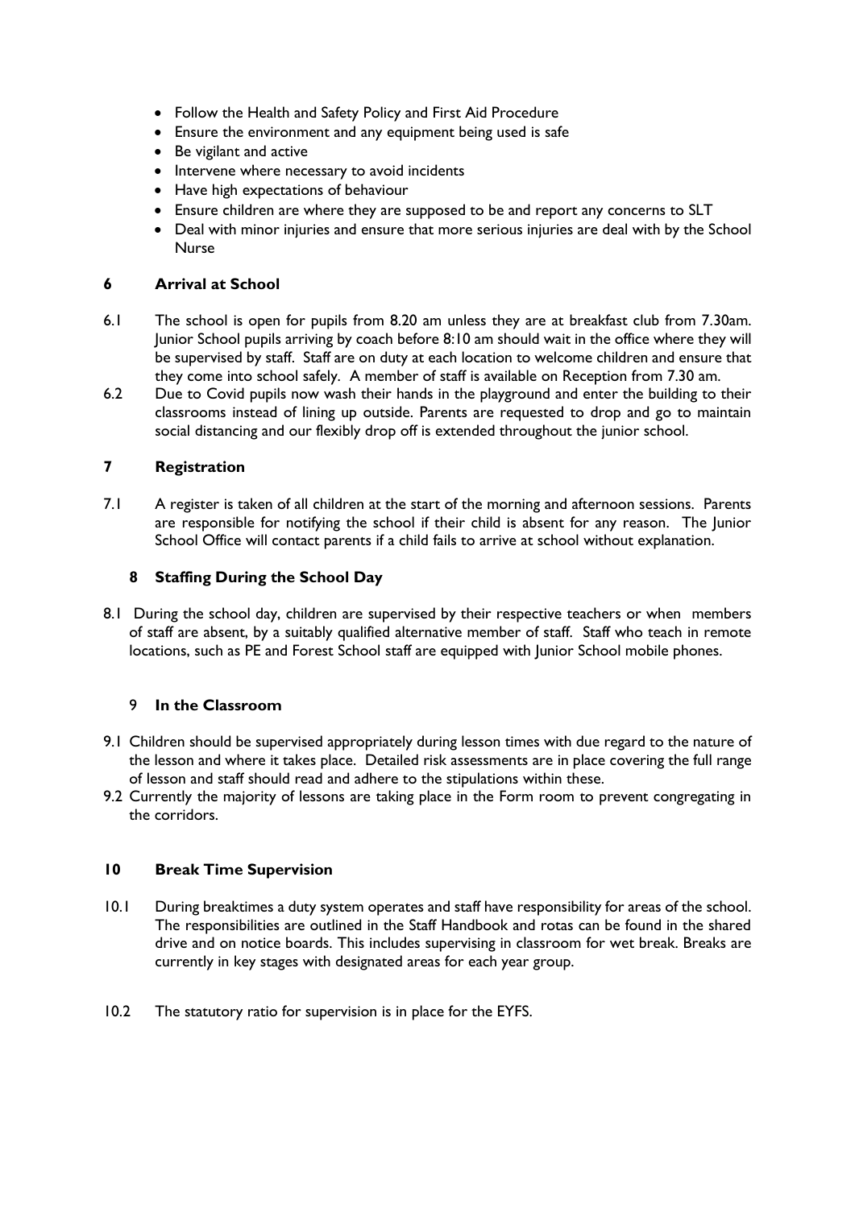- Follow the Health and Safety Policy and First Aid Procedure
- Ensure the environment and any equipment being used is safe
- Be vigilant and active
- Intervene where necessary to avoid incidents
- Have high expectations of behaviour
- Ensure children are where they are supposed to be and report any concerns to SLT
- Deal with minor injuries and ensure that more serious injuries are deal with by the School Nurse

## 6 Arrival at School

6.1 The school is open for pupils from 8.20 am unless they are at breakfast club from 7.30am. Junior School pupils arriving by coach before 8:10 am should wait in the office where they will be supervised by staff. Staff are on duty at each location to welcome children and ensure that they come into school safely. A member of staff is available on Reception from 7.30 am.

6.2 Due to Covid pupils now wash their hands in the playground and enter the building to their classrooms instead of lining up outside. Parents are requested to drop and go to maintain social distancing and our flexibly drop off is extended throughout the junior school.

## 7 Registration

7.1 A register is taken of all children at the start of the morning and afternoon sessions. Parents are responsible for notifying the school if their child is absent for any reason. The Junior School Office will contact parents if a child fails to arrive at school without explanation.

## 8 Staffing During the School Day

8.1 During the school day, children are supervised by their respective teachers or when members of staff are absent, by a suitably qualified alternative member of staff. Staff who teach in remote locations, such as PE and Forest School staff are equipped with Junior School mobile phones.

## 9 In the Classroom

9.1 Children should be supervised appropriately during lesson times with due regard to the nature of the lesson and where it takes place. Detailed risk assessments are in place covering the full range of lesson and staff should read and adhere to the stipulations within these.

9.2 Currently the majority of lessons are taking place in the Form room to prevent congregating in the corridors.

## 10 Break Time Supervision

10.1 During breaktimes a duty system operates and staff have responsibility for areas of the school. The responsibilities are outlined in the Staff Handbook and rotas can be found in the shared drive and on notice boards. This includes supervising in classroom for wet break. Breaks are currently in key stages with designated areas for each year group.

10.2 The statutory ratio for supervision is in place for the EYFS.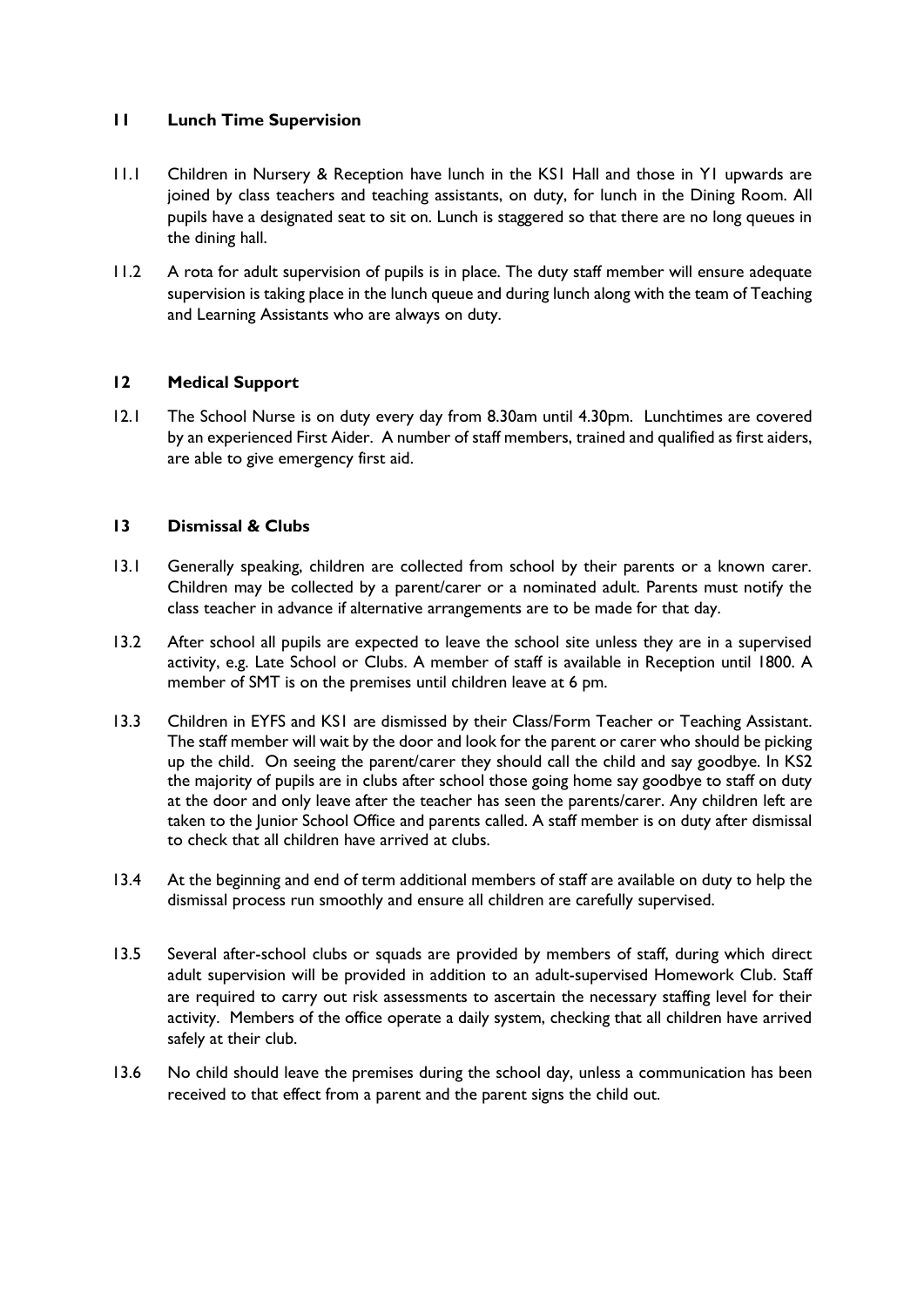## 11 Lunch Time Supervision

11.1 Children in Nursery & Reception have lunch in the KS1 Hall and those in Y1 upwards are joined by class teachers and teaching assistants, on duty, for lunch in the Dining Room. All pupils have a designated seat to sit on. Lunch is staggered so that there are no long queues in the dining hall.

11.2 A rota for adult supervision of pupils is in place. The duty staff member will ensure adequate supervision is taking place in the lunch queue and during lunch along with the team of Teaching and Learning Assistants who are always on duty.

## 12 Medical Support

12.1 The School Nurse is on duty every day from 8.30am until 4.30pm. Lunchtimes are covered by an experienced First Aider. A number of staff members, trained and qualified as first aiders, are able to give emergency first aid.

## 13 Dismissal & Clubs

13.1 Generally speaking, children are collected from school by their parents or a known carer. Children may be collected by a parent/carer or a nominated adult. Parents must notify the class teacher in advance if alternative arrangements are to be made for that day.

13.2 After school all pupils are expected to leave the school site unless they are in a supervised activity, e.g. Late School or Clubs. A member of staff is available in Reception until 1800. A member of SMT is on the premises until children leave at 6 pm.

13.3 Children in EYFS and KS1 are dismissed by their Class/Form Teacher or Teaching Assistant. The staff member will wait by the door and look for the parent or carer who should be picking up the child. On seeing the parent/carer they should call the child and say goodbye. In KS2 the majority of pupils are in clubs after school those going home say goodbye to staff on duty at the door and only leave after the teacher has seen the parents/carer. Any children left are taken to the Junior School Office and parents called. A staff member is on duty after dismissal to check that all children have arrived at clubs.

13.4 At the beginning and end of term additional members of staff are available on duty to help the dismissal process run smoothly and ensure all children are carefully supervised.

13.5 Several after-school clubs or squads are provided by members of staff, during which direct adult supervision will be provided in addition to an adult-supervised Homework Club. Staff are required to carry out risk assessments to ascertain the necessary staffing level for their activity. Members of the office operate a daily system, checking that all children have arrived safely at their club.

13.6 No child should leave the premises during the school day, unless a communication has been received to that effect from a parent and the parent signs the child out.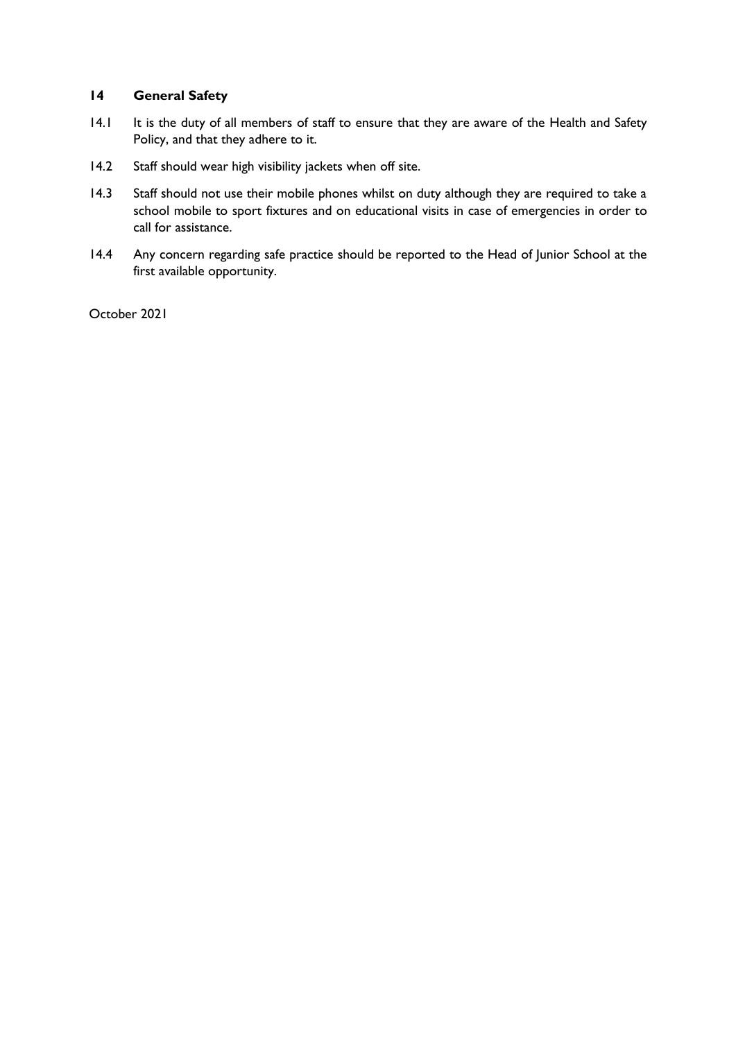## 14 General Safety

14.1 It is the duty of all members of staff to ensure that they are aware of the Health and Safety Policy, and that they adhere to it.

14.2 Staff should wear high visibility jackets when off site.

14.3 Staff should not use their mobile phones whilst on duty although they are required to take a school mobile to sport fixtures and on educational visits in case of emergencies in order to call for assistance.

14.4 Any concern regarding safe practice should be reported to the Head of Junior School at the first available opportunity.

October 2021